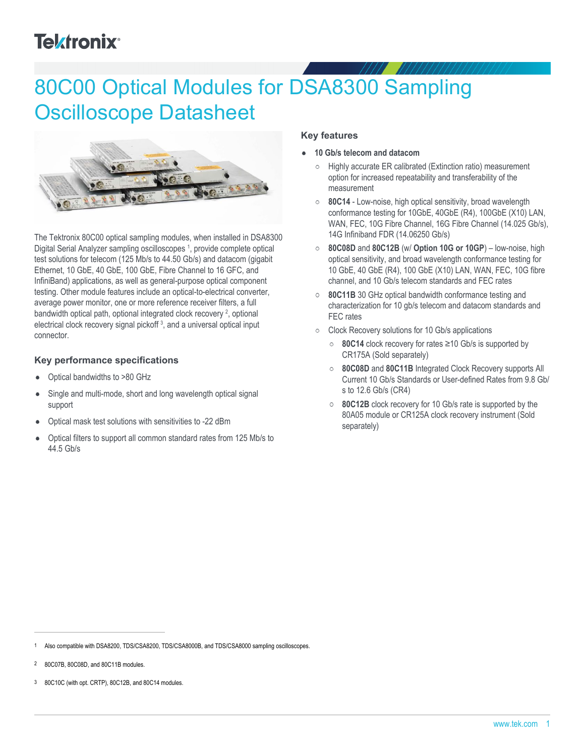# 80C00 Optical Modules for DSA8300 Sampling Oscilloscope Datasheet

The Tektronix 80C00 optical sampling modules, when installed in DSA8300 Digital Serial Analyzer sampling oscilloscopes [1], provide complete optical test solutions for telecom (125 Mb/s to 44.50 Gb/s) and datacom (gigabit Ethernet, 10 GbE, 40 GbE, 100 GbE, Fibre Channel to 16 GFC, and InfiniBand) applications, as well as general-purpose optical component testing. Other module features include an optical-to-electrical converter, average power monitor, one or more reference receiver filters, a full bandwidth optical path, optional integrated clock recovery [2], optional electrical clock recovery signal pickoff [3], and a universal optical input connector.

## Key performance specifications

- Optical bandwidths to >80 GHz
- Single and multi-mode, short and long wavelength optical signal support
- Optical mask test solutions with sensitivities to -22 dBm
- Optical filters to support all common standard rates from 125 Mb/s to 44.5 Gb/s

## Key features

- **10 Gb/s telecom and datacom**
  - Highly accurate ER calibrated (Extinction ratio) measurement option for increased repeatability and transferability of the measurement
  - **80C14** - Low-noise, high optical sensitivity, broad wavelength conformance testing for 10GbE, 40GbE (R4), 100GbE (X10) LAN, WAN, FEC, 10G Fibre Channel, 16G Fibre Channel (14.025 Gb/s), 14G Infiniband FDR (14.06250 Gb/s)
  - **80C08D** and **80C12B** (w/ **Option 10G or 10GP**) – low-noise, high optical sensitivity, and broad wavelength conformance testing for 10 GbE, 40 GbE (R4), 100 GbE (X10) LAN, WAN, FEC, 10G fibre channel, and 10 Gb/s telecom standards and FEC rates
  - **80C11B** 30 GHz optical bandwidth conformance testing and characterization for 10 gb/s telecom and datacom standards and FEC rates
  - Clock Recovery solutions for 10 Gb/s applications
    - **80C14** clock recovery for rates ≥10 Gb/s is supported by CR175A (Sold separately)
    - **80C08D** and **80C11B** Integrated Clock Recovery supports All Current 10 Gb/s Standards or User-defined Rates from 9.8 Gb/s to 12.6 Gb/s (CR4)
    - **80C12B** clock recovery for 10 Gb/s rate is supported by the 80A05 module or CR125A clock recovery instrument (Sold separately)

---

1 Also compatible with DSA8200, TDS/CSA8200, TDS/CSA8000B, and TDS/CSA8000 sampling oscilloscopes.

2 80C07B, 80C08D, and 80C11B modules.

3 80C10C (with opt. CRTP), 80C12B, and 80C14 modules.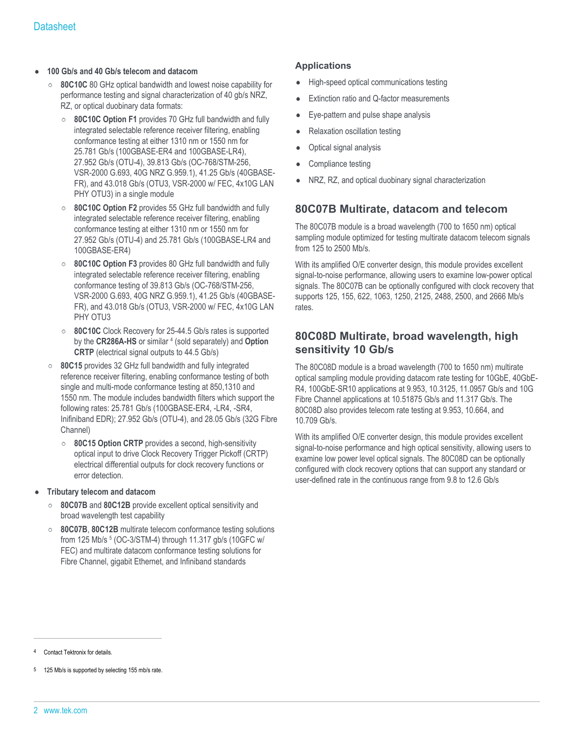- **100 Gb/s and 40 Gb/s telecom and datacom**
  - **80C10C** 80 GHz optical bandwidth and lowest noise capability for performance testing and signal characterization of 40 gb/s NRZ, RZ, or optical duobinary data formats:
    - **80C10C Option F1** provides 70 GHz full bandwidth and fully integrated selectable reference receiver filtering, enabling conformance testing at either 1310 nm or 1550 nm for 25.781 Gb/s (100GBASE-ER4 and 100GBASE-LR4), 27.952 Gb/s (OTU-4), 39.813 Gb/s (OC-768/STM-256, VSR-2000 G.693, 40G NRZ G.959.1), 41.25 Gb/s (40GBASE-FR), and 43.018 Gb/s (OTU3, VSR-2000 w/ FEC, 4x10G LAN PHY OTU3) in a single module
    - **80C10C Option F2** provides 55 GHz full bandwidth and fully integrated selectable reference receiver filtering, enabling conformance testing at either 1310 nm or 1550 nm for 27.952 Gb/s (OTU-4) and 25.781 Gb/s (100GBASE-LR4 and 100GBASE-ER4)
    - **80C10C Option F3** provides 80 GHz full bandwidth and fully integrated selectable reference receiver filtering, enabling conformance testing of 39.813 Gb/s (OC-768/STM-256, VSR-2000 G.693, 40G NRZ G.959.1), 41.25 Gb/s (40GBASE-FR), and 43.018 Gb/s (OTU3, VSR-2000 w/ FEC, 4x10G LAN PHY OTU3
    - **80C10C** Clock Recovery for 25-44.5 Gb/s rates is supported by the **CR286A-HS** or similar [4] (sold separately) and **Option CRTP** (electrical signal outputs to 44.5 Gb/s)
  - **80C15** provides 32 GHz full bandwidth and fully integrated reference receiver filtering, enabling conformance testing of both single and multi-mode conformance testing at 850,1310 and 1550 nm. The module includes bandwidth filters which support the following rates: 25.781 Gb/s (100GBASE-ER4, -LR4, -SR4, Inifiniband EDR); 27.952 Gb/s (OTU-4), and 28.05 Gb/s (32G Fibre Channel)
    - **80C15 Option CRTP** provides a second, high-sensitivity optical input to drive Clock Recovery Trigger Pickoff (CRTP) electrical differential outputs for clock recovery functions or error detection.
- **Tributary telecom and datacom**
  - **80C07B** and **80C12B** provide excellent optical sensitivity and broad wavelength test capability
  - **80C07B**, **80C12B** multirate telecom conformance testing solutions from 125 Mb/s [5] (OC-3/STM-4) through 11.317 gb/s (10GFC w/ FEC) and multirate datacom conformance testing solutions for Fibre Channel, gigabit Ethernet, and Infiniband standards

### Applications

- High-speed optical communications testing
- Extinction ratio and Q-factor measurements
- Eye-pattern and pulse shape analysis
- Relaxation oscillation testing
- Optical signal analysis
- Compliance testing
- NRZ, RZ, and optical duobinary signal characterization

## 80C07B Multirate, datacom and telecom

The 80C07B module is a broad wavelength (700 to 1650 nm) optical sampling module optimized for testing multirate datacom telecom signals from 125 to 2500 Mb/s.

With its amplified O/E converter design, this module provides excellent signal-to-noise performance, allowing users to examine low-power optical signals. The 80C07B can be optionally configured with clock recovery that supports 125, 155, 622, 1063, 1250, 2125, 2488, 2500, and 2666 Mb/s rates.

## 80C08D Multirate, broad wavelength, high sensitivity 10 Gb/s

The 80C08D module is a broad wavelength (700 to 1650 nm) multirate optical sampling module providing datacom rate testing for 10GbE, 40GbE-R4, 100GbE-SR10 applications at 9.953, 10.3125, 11.0957 Gb/s and 10G Fibre Channel applications at 10.51875 Gb/s and 11.317 Gb/s. The 80C08D also provides telecom rate testing at 9.953, 10.664, and 10.709 Gb/s.

With its amplified O/E converter design, this module provides excellent signal-to-noise performance and high optical sensitivity, allowing users to examine low power level optical signals. The 80C08D can be optionally configured with clock recovery options that can support any standard or user-defined rate in the continuous range from 9.8 to 12.6 Gb/s

---

[4] Contact Tektronix for details.

[5] 125 Mb/s is supported by selecting 155 mb/s rate.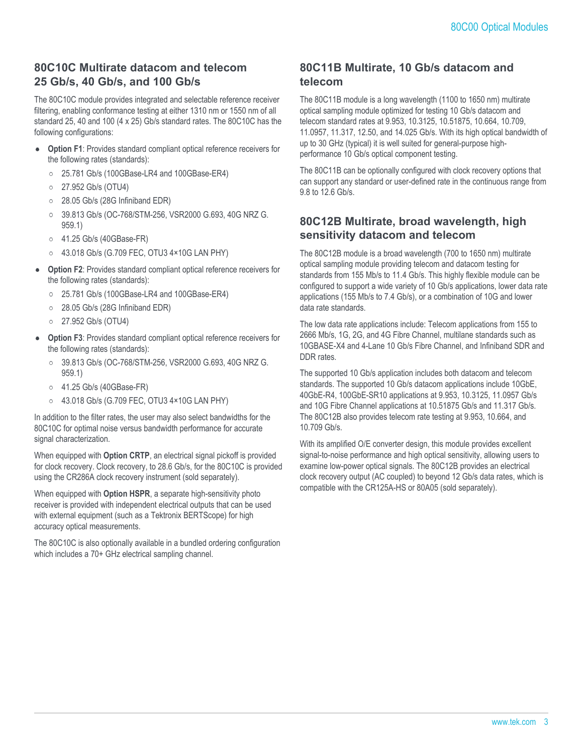## 80C10C Multirate datacom and telecom 25 Gb/s, 40 Gb/s, and 100 Gb/s

The 80C10C module provides integrated and selectable reference receiver filtering, enabling conformance testing at either 1310 nm or 1550 nm of all standard 25, 40 and 100 (4 x 25) Gb/s standard rates. The 80C10C has the following configurations:

- **Option F1**: Provides standard compliant optical reference receivers for the following rates (standards):
  - 25.781 Gb/s (100GBase-LR4 and 100GBase-ER4)
  - 27.952 Gb/s (OTU4)
  - 28.05 Gb/s (28G Infiniband EDR)
  - 39.813 Gb/s (OC-768/STM-256, VSR2000 G.693, 40G NRZ G. 959.1)
  - 41.25 Gb/s (40GBase-FR)
  - 43.018 Gb/s (G.709 FEC, OTU3 4×10G LAN PHY)
- **Option F2**: Provides standard compliant optical reference receivers for the following rates (standards):
  - 25.781 Gb/s (100GBase-LR4 and 100GBase-ER4)
  - 28.05 Gb/s (28G Infiniband EDR)
  - 27.952 Gb/s (OTU4)
- **Option F3**: Provides standard compliant optical reference receivers for the following rates (standards):
  - 39.813 Gb/s (OC-768/STM-256, VSR2000 G.693, 40G NRZ G. 959.1)
  - 41.25 Gb/s (40GBase-FR)
  - 43.018 Gb/s (G.709 FEC, OTU3 4×10G LAN PHY)

In addition to the filter rates, the user may also select bandwidths for the 80C10C for optimal noise versus bandwidth performance for accurate signal characterization.

When equipped with **Option CRTP**, an electrical signal pickoff is provided for clock recovery. Clock recovery, to 28.6 Gb/s, for the 80C10C is provided using the CR286A clock recovery instrument (sold separately).

When equipped with **Option HSPR**, a separate high-sensitivity photo receiver is provided with independent electrical outputs that can be used with external equipment (such as a Tektronix BERTScope) for high accuracy optical measurements.

The 80C10C is also optionally available in a bundled ordering configuration which includes a 70+ GHz electrical sampling channel.

## 80C11B Multirate, 10 Gb/s datacom and telecom

The 80C11B module is a long wavelength (1100 to 1650 nm) multirate optical sampling module optimized for testing 10 Gb/s datacom and telecom standard rates at 9.953, 10.3125, 10.51875, 10.664, 10.709, 11.0957, 11.317, 12.50, and 14.025 Gb/s. With its high optical bandwidth of up to 30 GHz (typical) it is well suited for general-purpose high-performance 10 Gb/s optical component testing.

The 80C11B can be optionally configured with clock recovery options that can support any standard or user-defined rate in the continuous range from 9.8 to 12.6 Gb/s.

## 80C12B Multirate, broad wavelength, high sensitivity datacom and telecom

The 80C12B module is a broad wavelength (700 to 1650 nm) multirate optical sampling module providing telecom and datacom testing for standards from 155 Mb/s to 11.4 Gb/s. This highly flexible module can be configured to support a wide variety of 10 Gb/s applications, lower data rate applications (155 Mb/s to 7.4 Gb/s), or a combination of 10G and lower data rate standards.

The low data rate applications include: Telecom applications from 155 to 2666 Mb/s, 1G, 2G, and 4G Fibre Channel, multilane standards such as 10GBASE-X4 and 4-Lane 10 Gb/s Fibre Channel, and Infiniband SDR and DDR rates.

The supported 10 Gb/s application includes both datacom and telecom standards. The supported 10 Gb/s datacom applications include 10GbE, 40GbE-R4, 100GbE-SR10 applications at 9.953, 10.3125, 11.0957 Gb/s and 10G Fibre Channel applications at 10.51875 Gb/s and 11.317 Gb/s. The 80C12B also provides telecom rate testing at 9.953, 10.664, and 10.709 Gb/s.

With its amplified O/E converter design, this module provides excellent signal-to-noise performance and high optical sensitivity, allowing users to examine low-power optical signals. The 80C12B provides an electrical clock recovery output (AC coupled) to beyond 12 Gb/s data rates, which is compatible with the CR125A-HS or 80A05 (sold separately).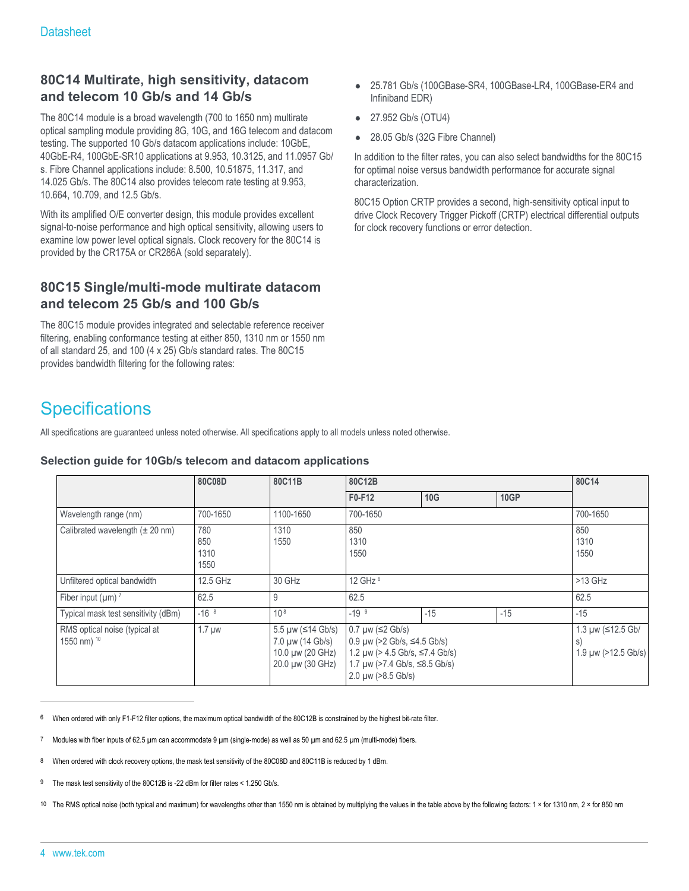## 80C14 Multirate, high sensitivity, datacom and telecom 10 Gb/s and 14 Gb/s

The 80C14 module is a broad wavelength (700 to 1650 nm) multirate optical sampling module providing 8G, 10G, and 16G telecom and datacom testing. The supported 10 Gb/s datacom applications include: 10GbE, 40GbE-R4, 100GbE-SR10 applications at 9.953, 10.3125, and 11.0957 Gb/s. Fibre Channel applications include: 8.500, 10.51875, 11.317, and 14.025 Gb/s. The 80C14 also provides telecom rate testing at 9.953, 10.664, 10.709, and 12.5 Gb/s.

With its amplified O/E converter design, this module provides excellent signal-to-noise performance and high optical sensitivity, allowing users to examine low power level optical signals. Clock recovery for the 80C14 is provided by the CR175A or CR286A (sold separately).

## 80C15 Single/multi-mode multirate datacom and telecom 25 Gb/s and 100 Gb/s

The 80C15 module provides integrated and selectable reference receiver filtering, enabling conformance testing at either 850, 1310 nm or 1550 nm of all standard 25, and 100 (4 x 25) Gb/s standard rates. The 80C15 provides bandwidth filtering for the following rates:

- 25.781 Gb/s (100GBase-SR4, 100GBase-LR4, 100GBase-ER4 and Infiniband EDR)
- 27.952 Gb/s (OTU4)
- 28.05 Gb/s (32G Fibre Channel)

In addition to the filter rates, you can also select bandwidths for the 80C15 for optimal noise versus bandwidth performance for accurate signal characterization.

80C15 Option CRTP provides a second, high-sensitivity optical input to drive Clock Recovery Trigger Pickoff (CRTP) electrical differential outputs for clock recovery functions or error detection.

# Specifications

All specifications are guaranteed unless noted otherwise. All specifications apply to all models unless noted otherwise.

### Selection guide for 10Gb/s telecom and datacom applications

| | 80C08D | 80C11B | 80C12B | | | 80C14 |
|---|---|---|---|---|---|---|
| | | | F0-F12 | 10G | 10GP | |
| Wavelength range (nm) | 700-1650 | 1100-1650 | 700-1650 | | | 700-1650 |
| Calibrated wavelength (± 20 nm) | 780<br>850<br>1310<br>1550 | 1310<br>1550 | 850<br>1310<br>1550 | | | 850<br>1310<br>1550 |
| Unfiltered optical bandwidth | 12.5 GHz | 30 GHz | 12 GHz [6] | | | >13 GHz |
| Fiber input (µm) [7] | 62.5 | 9 | 62.5 | | | 62.5 |
| Typical mask test sensitivity (dBm) | -16 [8] | 10 [8] | -19 [9] | -15 | -15 | -15 |
| RMS optical noise (typical at 1550 nm) [10] | 1.7 µw | 5.5 µw (≤14 Gb/s)<br>7.0 µw (14 Gb/s)<br>10.0 µw (20 GHz)<br>20.0 µw (30 GHz) | 0.7 µw (≤2 Gb/s)<br>0.9 µw (>2 Gb/s, ≤4.5 Gb/s)<br>1.2 µw (> 4.5 Gb/s, ≤7.4 Gb/s)<br>1.7 µw (>7.4 Gb/s, ≤8.5 Gb/s)<br>2.0 µw (>8.5 Gb/s) | | | 1.3 µw (≤12.5 Gb/s)<br>1.9 µw (>12.5 Gb/s) |

6 When ordered with only F1-F12 filter options, the maximum optical bandwidth of the 80C12B is constrained by the highest bit-rate filter.

7 Modules with fiber inputs of 62.5 µm can accommodate 9 µm (single-mode) as well as 50 µm and 62.5 µm (multi-mode) fibers.

8 When ordered with clock recovery options, the mask test sensitivity of the 80C08D and 80C11B is reduced by 1 dBm.

9 The mask test sensitivity of the 80C12B is -22 dBm for filter rates < 1.250 Gb/s.

10 The RMS optical noise (both typical and maximum) for wavelengths other than 1550 nm is obtained by multiplying the values in the table above by the following factors: 1 × for 1310 nm, 2 × for 850 nm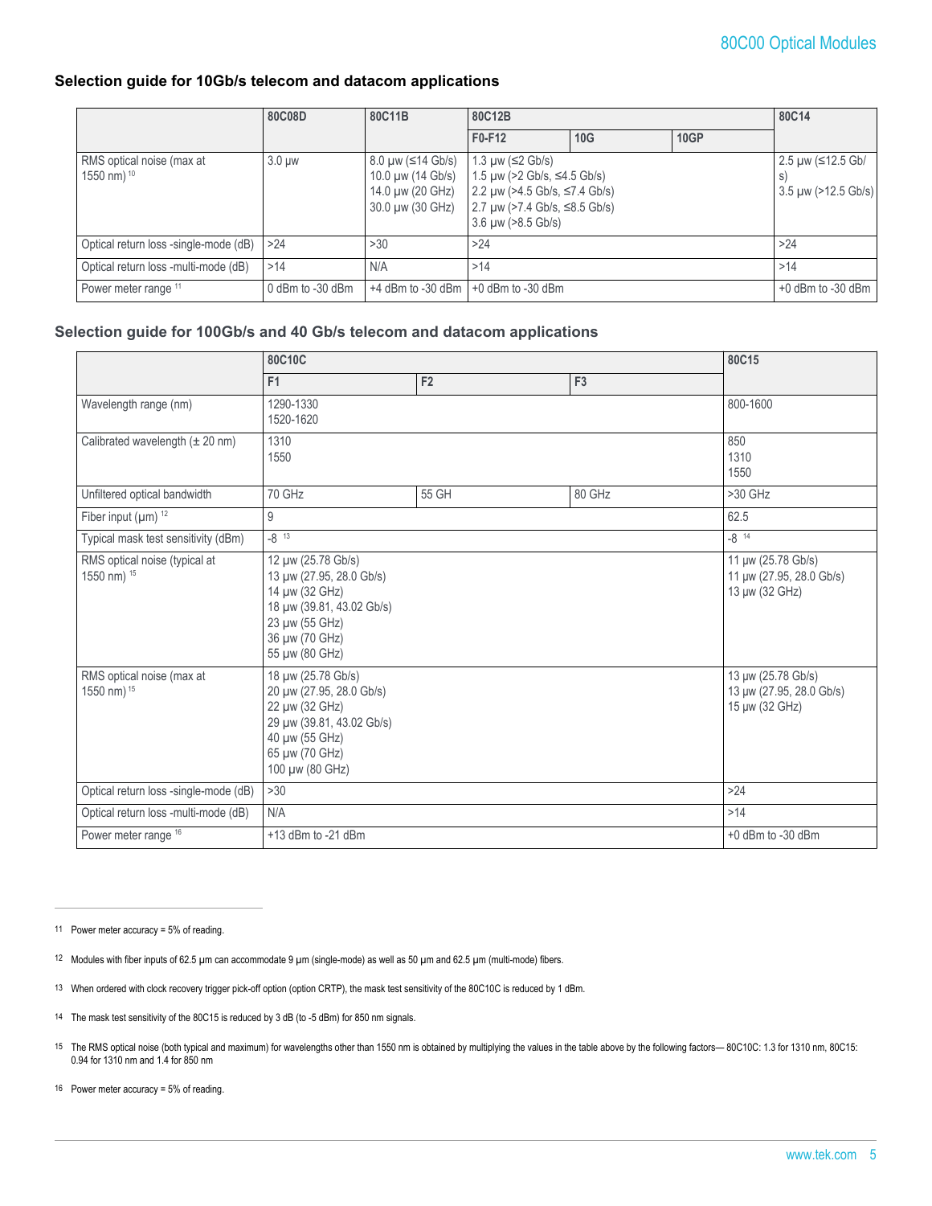## Selection guide for 10Gb/s telecom and datacom applications

| | 80C08D | 80C11B | 80C12B | | | 80C14 |
|---|---|---|---|---|---|---|
| | | | F0-F12 | 10G | 10GP | |
| RMS optical noise (max at 1550 nm) [10] | 3.0 µw | 8.0 µw (≤14 Gb/s)<br>10.0 µw (14 Gb/s)<br>14.0 µw (20 GHz)<br>30.0 µw (30 GHz) | 1.3 µw (≤2 Gb/s)<br>1.5 µw (>2 Gb/s, ≤4.5 Gb/s)<br>2.2 µw (>4.5 Gb/s, ≤7.4 Gb/s)<br>2.7 µw (>7.4 Gb/s, ≤8.5 Gb/s)<br>3.6 µw (>8.5 Gb/s) | | | 2.5 µw (≤12.5 Gb/s)<br>3.5 µw (>12.5 Gb/s) |
| Optical return loss -single-mode (dB) | >24 | >30 | >24 | | | >24 |
| Optical return loss -multi-mode (dB) | >14 | N/A | >14 | | | >14 |
| Power meter range [11] | 0 dBm to -30 dBm | +4 dBm to -30 dBm | +0 dBm to -30 dBm | | | +0 dBm to -30 dBm |

## Selection guide for 100Gb/s and 40 Gb/s telecom and datacom applications

| | 80C10C | | | 80C15 |
|---|---|---|---|---|
| | F1 | F2 | F3 | |
| Wavelength range (nm) | 1290-1330<br>1520-1620 | | | 800-1600 |
| Calibrated wavelength (± 20 nm) | 1310<br>1550 | | | 850<br>1310<br>1550 |
| Unfiltered optical bandwidth | 70 GHz | 55 GH | 80 GHz | >30 GHz |
| Fiber input (µm) [12] | 9 | | | 62.5 |
| Typical mask test sensitivity (dBm) | -8 [13] | | | -8 [14] |
| RMS optical noise (typical at 1550 nm) [15] | 12 µw (25.78 Gb/s)<br>13 µw (27.95, 28.0 Gb/s)<br>14 µw (32 GHz)<br>18 µw (39.81, 43.02 Gb/s)<br>23 µw (55 GHz)<br>36 µw (70 GHz)<br>55 µw (80 GHz) | | | 11 µw (25.78 Gb/s)<br>11 µw (27.95, 28.0 Gb/s)<br>13 µw (32 GHz) |
| RMS optical noise (max at 1550 nm) [15] | 18 µw (25.78 Gb/s)<br>20 µw (27.95, 28.0 Gb/s)<br>22 µw (32 GHz)<br>29 µw (39.81, 43.02 Gb/s)<br>40 µw (55 GHz)<br>65 µw (70 GHz)<br>100 µw (80 GHz) | | | 13 µw (25.78 Gb/s)<br>13 µw (27.95, 28.0 Gb/s)<br>15 µw (32 GHz) |
| Optical return loss -single-mode (dB) | >30 | | | >24 |
| Optical return loss -multi-mode (dB) | N/A | | | >14 |
| Power meter range [16] | +13 dBm to -21 dBm | | | +0 dBm to -30 dBm |

---

11 Power meter accuracy = 5% of reading.

12 Modules with fiber inputs of 62.5 µm can accommodate 9 µm (single-mode) as well as 50 µm and 62.5 µm (multi-mode) fibers.

13 When ordered with clock recovery trigger pick-off option (option CRTP), the mask test sensitivity of the 80C10C is reduced by 1 dBm.

14 The mask test sensitivity of the 80C15 is reduced by 3 dB (to -5 dBm) for 850 nm signals.

15 The RMS optical noise (both typical and maximum) for wavelengths other than 1550 nm is obtained by multiplying the values in the table above by the following factors— 80C10C: 1.3 for 1310 nm, 80C15: 0.94 for 1310 nm and 1.4 for 850 nm

16 Power meter accuracy = 5% of reading.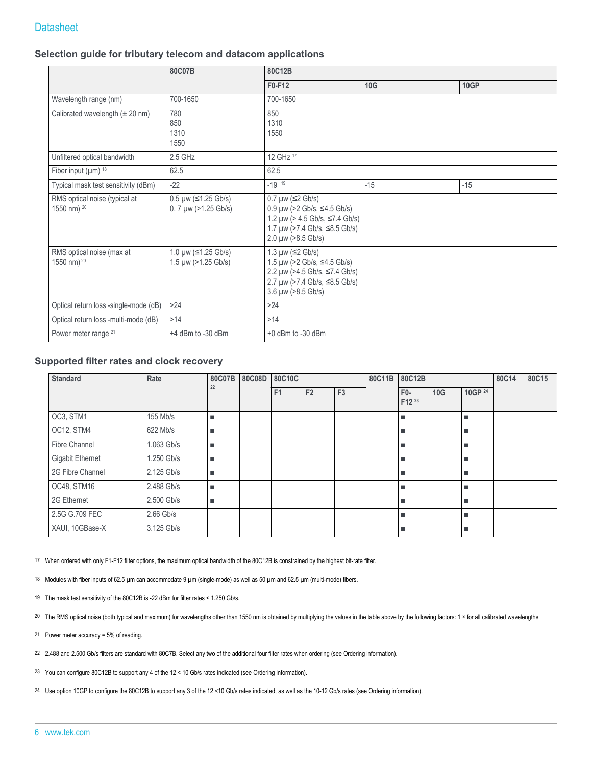## Selection guide for tributary telecom and datacom applications

| | 80C07B | 80C12B | | |
|---|---|---|---|---|
| | | F0-F12 | 10G | 10GP |
| Wavelength range (nm) | 700-1650 | 700-1650 | | |
| Calibrated wavelength (± 20 nm) | 780<br>850<br>1310<br>1550 | 850<br>1310<br>1550 | | |
| Unfiltered optical bandwidth | 2.5 GHz | 12 GHz [17] | | |
| Fiber input (µm) [18] | 62.5 | 62.5 | | |
| Typical mask test sensitivity (dBm) | -22 | -19 [19] | -15 | -15 |
| RMS optical noise (typical at 1550 nm) [20] | 0.5 µw (≤1.25 Gb/s)<br>0. 7 µw (>1.25 Gb/s) | 0.7 µw (≤2 Gb/s)<br>0.9 µw (>2 Gb/s, ≤4.5 Gb/s)<br>1.2 µw (> 4.5 Gb/s, ≤7.4 Gb/s)<br>1.7 µw (>7.4 Gb/s, ≤8.5 Gb/s)<br>2.0 µw (>8.5 Gb/s) | | |
| RMS optical noise (max at 1550 nm) [20] | 1.0 µw (≤1.25 Gb/s)<br>1.5 µw (>1.25 Gb/s) | 1.3 µw (≤2 Gb/s)<br>1.5 µw (>2 Gb/s, ≤4.5 Gb/s)<br>2.2 µw (>4.5 Gb/s, ≤7.4 Gb/s)<br>2.7 µw (>7.4 Gb/s, ≤8.5 Gb/s)<br>3.6 µw (>8.5 Gb/s) | | |
| Optical return loss -single-mode (dB) | >24 | >24 | | |
| Optical return loss -multi-mode (dB) | >14 | >14 | | |
| Power meter range [21] | +4 dBm to -30 dBm | +0 dBm to -30 dBm | | |

## Supported filter rates and clock recovery

| Standard | Rate | 80C07B [22] | 80C08D | 80C10C | | | 80C11B | 80C12B | | | 80C14 | 80C15 |
|---|---|---|---|---|---|---|---|---|---|---|---|---|
| | | | | F1 | F2 | F3 | | F0-F12 [23] | 10G | 10GP [24] | | |
| OC3, STM1 | 155 Mb/s | ■ | | | | | | ■ | | ■ | | |
| OC12, STM4 | 622 Mb/s | ■ | | | | | | ■ | | ■ | | |
| Fibre Channel | 1.063 Gb/s | ■ | | | | | | ■ | | ■ | | |
| Gigabit Ethernet | 1.250 Gb/s | ■ | | | | | | ■ | | ■ | | |
| 2G Fibre Channel | 2.125 Gb/s | ■ | | | | | | ■ | | ■ | | |
| OC48, STM16 | 2.488 Gb/s | ■ | | | | | | ■ | | ■ | | |
| 2G Ethernet | 2.500 Gb/s | ■ | | | | | | ■ | | ■ | | |
| 2.5G G.709 FEC | 2.66 Gb/s | | | | | | | ■ | | ■ | | |
| XAUI, 10GBase-X | 3.125 Gb/s | | | | | | | ■ | | ■ | | |

[17] When ordered with only F1-F12 filter options, the maximum optical bandwidth of the 80C12B is constrained by the highest bit-rate filter.

[18] Modules with fiber inputs of 62.5 µm can accommodate 9 µm (single-mode) as well as 50 µm and 62.5 µm (multi-mode) fibers.

[19] The mask test sensitivity of the 80C12B is -22 dBm for filter rates < 1.250 Gb/s.

[20] The RMS optical noise (both typical and maximum) for wavelengths other than 1550 nm is obtained by multiplying the values in the table above by the following factors: 1 × for all calibrated wavelengths

[21] Power meter accuracy = 5% of reading.

[22] 2.488 and 2.500 Gb/s filters are standard with 80C7B. Select any two of the additional four filter rates when ordering (see Ordering information).

[23] You can configure 80C12B to support any 4 of the 12 < 10 Gb/s rates indicated (see Ordering information).

[24] Use option 10GP to configure the 80C12B to support any 3 of the 12 <10 Gb/s rates indicated, as well as the 10-12 Gb/s rates (see Ordering information).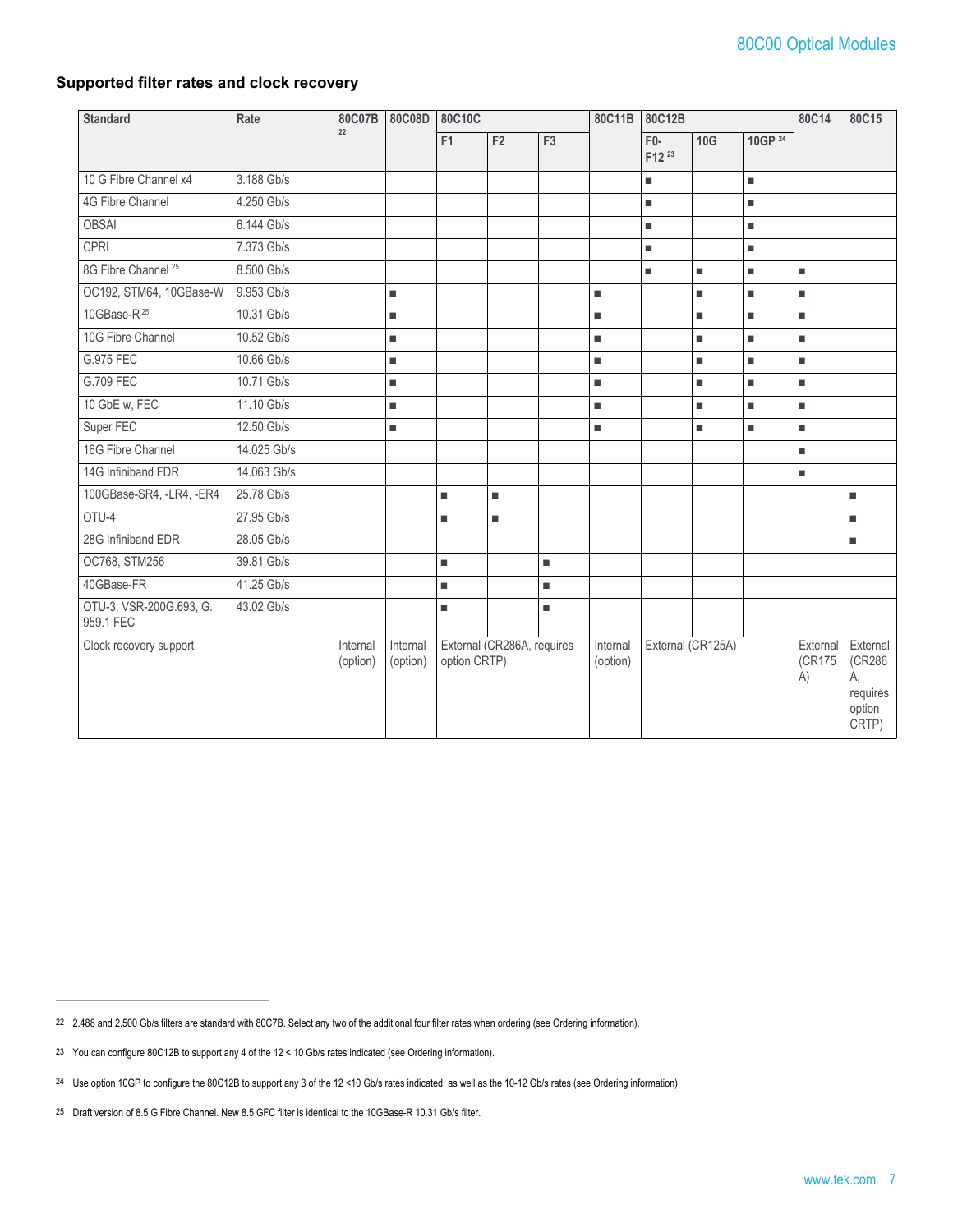## Supported filter rates and clock recovery

| Standard | Rate | 80C07B [22] | 80C08D | 80C10C | | | 80C11B | 80C12B | | | 80C14 | 80C15 |
|---|---|---|---|---|---|---|---|---|---|---|---|---|
| | | | | F1 | F2 | F3 | | F0-F12 [23] | 10G | 10GP [24] | | |
| 10 G Fibre Channel x4 | 3.188 Gb/s | | | | | | | ■ | | ■ | | |
| 4G Fibre Channel | 4.250 Gb/s | | | | | | | ■ | | ■ | | |
| OBSAI | 6.144 Gb/s | | | | | | | ■ | | ■ | | |
| CPRI | 7.373 Gb/s | | | | | | | ■ | | ■ | | |
| 8G Fibre Channel [25] | 8.500 Gb/s | | | | | | | ■ | ■ | ■ | ■ | |
| OC192, STM64, 10GBase-W | 9.953 Gb/s | | ■ | | | | ■ | | ■ | ■ | ■ | |
| 10GBase-R [25] | 10.31 Gb/s | | ■ | | | | ■ | | ■ | ■ | ■ | |
| 10G Fibre Channel | 10.52 Gb/s | | ■ | | | | ■ | | ■ | ■ | ■ | |
| G.975 FEC | 10.66 Gb/s | | ■ | | | | ■ | | ■ | ■ | ■ | |
| G.709 FEC | 10.71 Gb/s | | ■ | | | | ■ | | ■ | ■ | ■ | |
| 10 GbE w, FEC | 11.10 Gb/s | | ■ | | | | ■ | | ■ | ■ | ■ | |
| Super FEC | 12.50 Gb/s | | ■ | | | | ■ | | ■ | ■ | ■ | |
| 16G Fibre Channel | 14.025 Gb/s | | | | | | | | | | ■ | |
| 14G Infiniband FDR | 14.063 Gb/s | | | | | | | | | | ■ | |
| 100GBase-SR4, -LR4, -ER4 | 25.78 Gb/s | | | ■ | ■ | | | | | | | ■ |
| OTU-4 | 27.95 Gb/s | | | ■ | ■ | | | | | | | ■ |
| 28G Infiniband EDR | 28.05 Gb/s | | | | | | | | | | | ■ |
| OC768, STM256 | 39.81 Gb/s | | | ■ | | ■ | | | | | | |
| 40GBase-FR | 41.25 Gb/s | | | ■ | | ■ | | | | | | |
| OTU-3, VSR-200G.693, G. 959.1 FEC | 43.02 Gb/s | | | ■ | | ■ | | | | | | |
| Clock recovery support | | Internal (option) | Internal (option) | External (CR286A, requires option CRTP) | | | Internal (option) | External (CR125A) | | | External (CR175A) | External (CR286A, requires option CRTP) |

22 2.488 and 2.500 Gb/s filters are standard with 80C7B. Select any two of the additional four filter rates when ordering (see Ordering information).

23 You can configure 80C12B to support any 4 of the 12 < 10 Gb/s rates indicated (see Ordering information).

24 Use option 10GP to configure the 80C12B to support any 3 of the 12 <10 Gb/s rates indicated, as well as the 10-12 Gb/s rates (see Ordering information).

25 Draft version of 8.5 G Fibre Channel. New 8.5 GFC filter is identical to the 10GBase-R 10.31 Gb/s filter.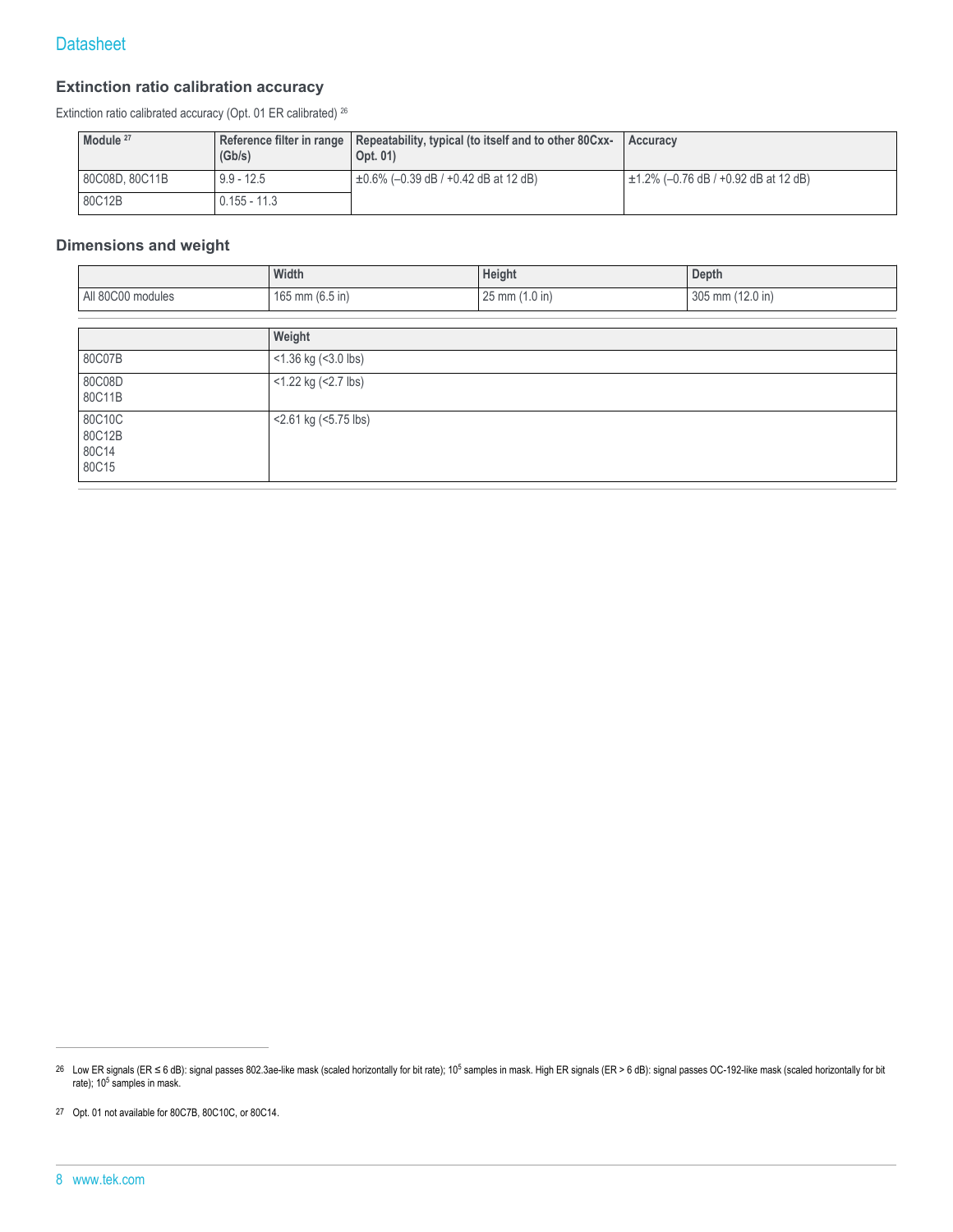### Extinction ratio calibration accuracy

Extinction ratio calibrated accuracy (Opt. 01 ER calibrated) [26]

| Module [27] | Reference filter in range (Gb/s) | Repeatability, typical (to itself and to other 80Cxx-Opt. 01) | Accuracy |
|---|---|---|---|
| 80C08D, 80C11B | 9.9 - 12.5 | ±0.6% (–0.39 dB / +0.42 dB at 12 dB) | ±1.2% (–0.76 dB / +0.92 dB at 12 dB) |
| 80C12B | 0.155 - 11.3 | | |

### Dimensions and weight

| | Width | Height | Depth |
|---|---|---|---|
| All 80C00 modules | 165 mm (6.5 in) | 25 mm (1.0 in) | 305 mm (12.0 in) |

| | Weight |
|---|---|
| 80C07B | <1.36 kg (<3.0 lbs) |
| 80C08D<br>80C11B | <1.22 kg (<2.7 lbs) |
| 80C10C<br>80C12B<br>80C14<br>80C15 | <2.61 kg (<5.75 lbs) |

---

[26] Low ER signals (ER ≤ 6 dB): signal passes 802.3ae-like mask (scaled horizontally for bit rate); $10^5$ samples in mask. High ER signals (ER > 6 dB): signal passes OC-192-like mask (scaled horizontally for bit rate); $10^5$ samples in mask.

[27] Opt. 01 not available for 80C7B, 80C10C, or 80C14.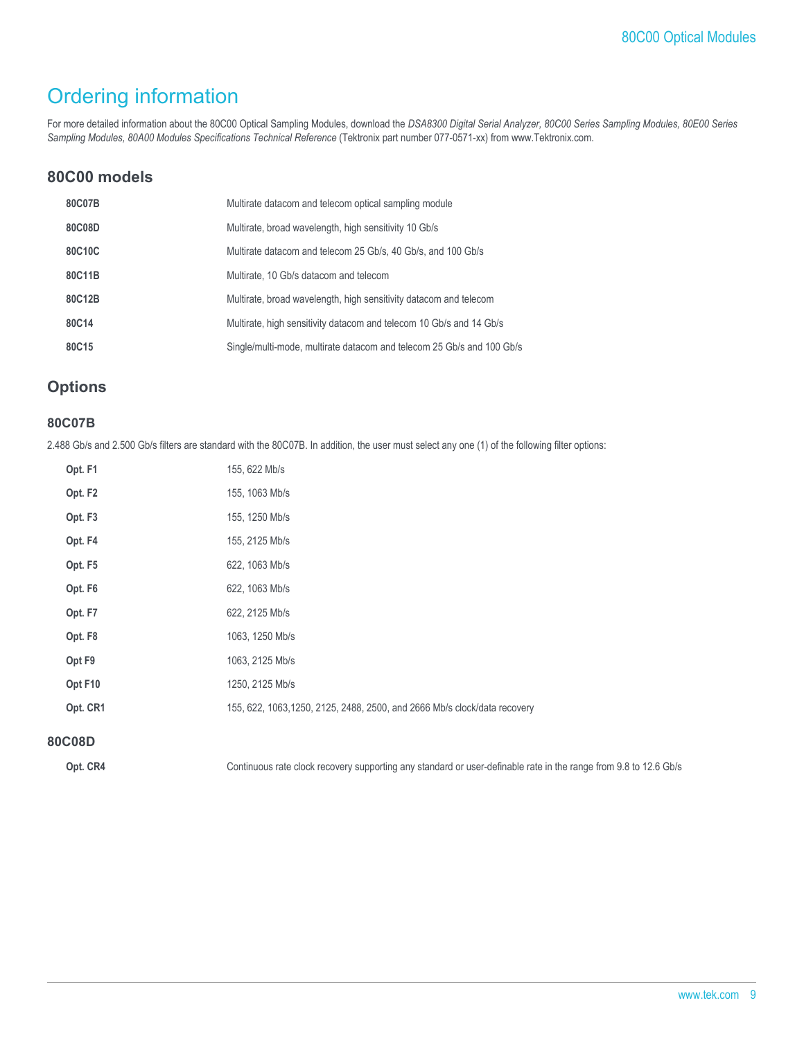# Ordering information

For more detailed information about the 80C00 Optical Sampling Modules, download the *DSA8300 Digital Serial Analyzer, 80C00 Series Sampling Modules, 80E00 Series Sampling Modules, 80A00 Modules Specifications Technical Reference* (Tektronix part number 077-0571-xx) from www.Tektronix.com.

## 80C00 models

| | |
|---|---|
| **80C07B** | Multirate datacom and telecom optical sampling module |
| **80C08D** | Multirate, broad wavelength, high sensitivity 10 Gb/s |
| **80C10C** | Multirate datacom and telecom 25 Gb/s, 40 Gb/s, and 100 Gb/s |
| **80C11B** | Multirate, 10 Gb/s datacom and telecom |
| **80C12B** | Multirate, broad wavelength, high sensitivity datacom and telecom |
| **80C14** | Multirate, high sensitivity datacom and telecom 10 Gb/s and 14 Gb/s |
| **80C15** | Single/multi-mode, multirate datacom and telecom 25 Gb/s and 100 Gb/s |

## Options

### 80C07B

2.488 Gb/s and 2.500 Gb/s filters are standard with the 80C07B. In addition, the user must select any one (1) of the following filter options:

| | |
|---|---|
| **Opt. F1** | 155, 622 Mb/s |
| **Opt. F2** | 155, 1063 Mb/s |
| **Opt. F3** | 155, 1250 Mb/s |
| **Opt. F4** | 155, 2125 Mb/s |
| **Opt. F5** | 622, 1063 Mb/s |
| **Opt. F6** | 622, 1063 Mb/s |
| **Opt. F7** | 622, 2125 Mb/s |
| **Opt. F8** | 1063, 1250 Mb/s |
| **Opt F9** | 1063, 2125 Mb/s |
| **Opt F10** | 1250, 2125 Mb/s |
| **Opt. CR1** | 155, 622, 1063,1250, 2125, 2488, 2500, and 2666 Mb/s clock/data recovery |

### 80C08D

| | |
|---|---|
| **Opt. CR4** | Continuous rate clock recovery supporting any standard or user-definable rate in the range from 9.8 to 12.6 Gb/s |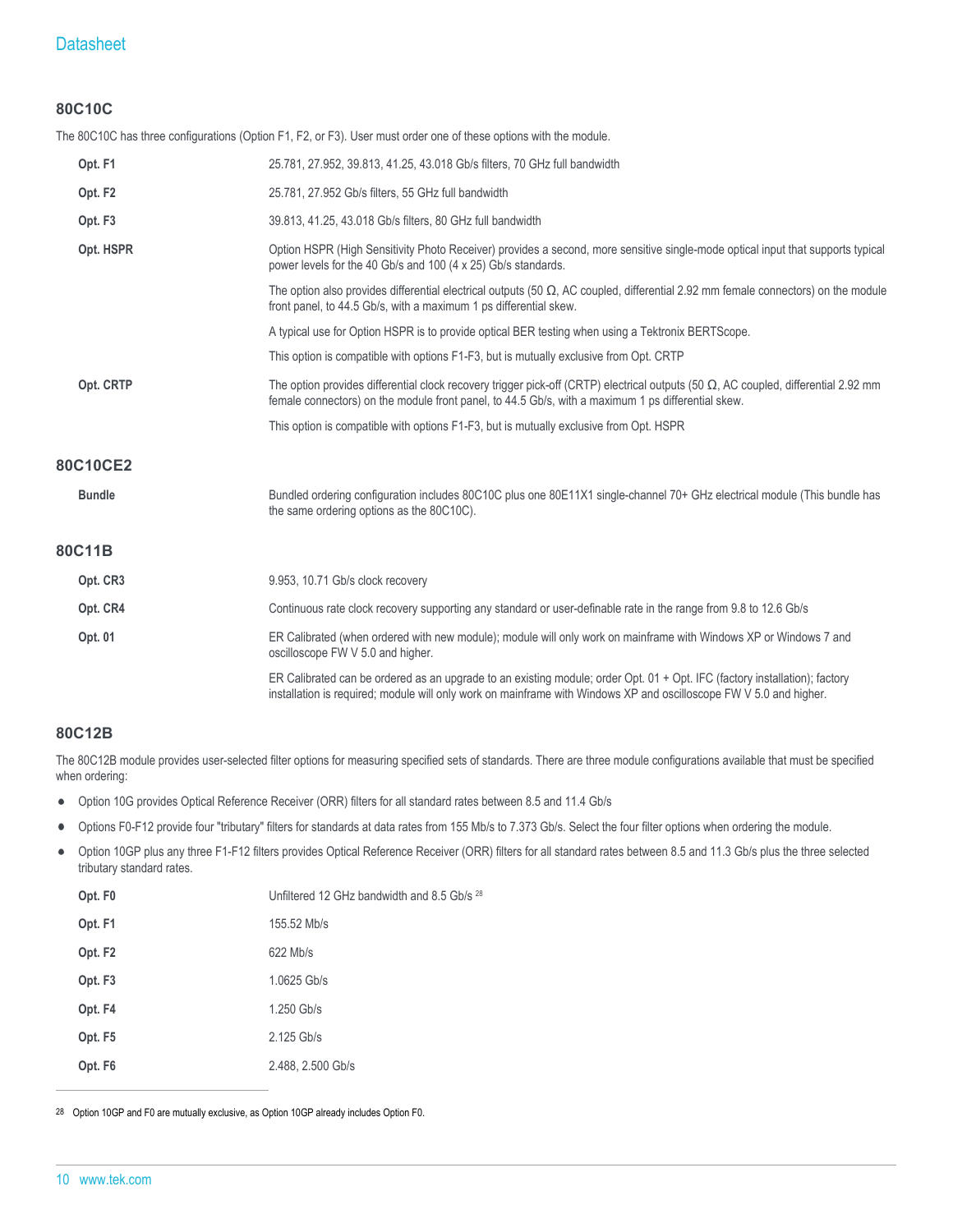### 80C10C

The 80C10C has three configurations (Option F1, F2, or F3). User must order one of these options with the module.

| | |
|---|---|
| **Opt. F1** | 25.781, 27.952, 39.813, 41.25, 43.018 Gb/s filters, 70 GHz full bandwidth |
| **Opt. F2** | 25.781, 27.952 Gb/s filters, 55 GHz full bandwidth |
| **Opt. F3** | 39.813, 41.25, 43.018 Gb/s filters, 80 GHz full bandwidth |
| **Opt. HSPR** | Option HSPR (High Sensitivity Photo Receiver) provides a second, more sensitive single-mode optical input that supports typical power levels for the 40 Gb/s and 100 (4 x 25) Gb/s standards. |
| | The option also provides differential electrical outputs (50 Ω, AC coupled, differential 2.92 mm female connectors) on the module front panel, to 44.5 Gb/s, with a maximum 1 ps differential skew. |
| | A typical use for Option HSPR is to provide optical BER testing when using a Tektronix BERTScope. |
| | This option is compatible with options F1-F3, but is mutually exclusive from Opt. CRTP |
| **Opt. CRTP** | The option provides differential clock recovery trigger pick-off (CRTP) electrical outputs (50 Ω, AC coupled, differential 2.92 mm female connectors) on the module front panel, to 44.5 Gb/s, with a maximum 1 ps differential skew. |
| | This option is compatible with options F1-F3, but is mutually exclusive from Opt. HSPR |

### 80C10CE2

| | |
|---|---|
| **Bundle** | Bundled ordering configuration includes 80C10C plus one 80E11X1 single-channel 70+ GHz electrical module (This bundle has the same ordering options as the 80C10C). |

### 80C11B

| | |
|---|---|
| **Opt. CR3** | 9.953, 10.71 Gb/s clock recovery |
| **Opt. CR4** | Continuous rate clock recovery supporting any standard or user-definable rate in the range from 9.8 to 12.6 Gb/s |
| **Opt. 01** | ER Calibrated (when ordered with new module); module will only work on mainframe with Windows XP or Windows 7 and oscilloscope FW V 5.0 and higher. |
| | ER Calibrated can be ordered as an upgrade to an existing module; order Opt. 01 + Opt. IFC (factory installation); factory installation is required; module will only work on mainframe with Windows XP and oscilloscope FW V 5.0 and higher. |

### 80C12B

The 80C12B module provides user-selected filter options for measuring specified sets of standards. There are three module configurations available that must be specified when ordering:

- Option 10G provides Optical Reference Receiver (ORR) filters for all standard rates between 8.5 and 11.4 Gb/s
- Options F0-F12 provide four "tributary" filters for standards at data rates from 155 Mb/s to 7.373 Gb/s. Select the four filter options when ordering the module.
- Option 10GP plus any three F1-F12 filters provides Optical Reference Receiver (ORR) filters for all standard rates between 8.5 and 11.3 Gb/s plus the three selected tributary standard rates.

| | |
|---|---|
| **Opt. F0** | Unfiltered 12 GHz bandwidth and 8.5 Gb/s [28] |
| **Opt. F1** | 155.52 Mb/s |
| **Opt. F2** | 622 Mb/s |
| **Opt. F3** | 1.0625 Gb/s |
| **Opt. F4** | 1.250 Gb/s |
| **Opt. F5** | 2.125 Gb/s |
| **Opt. F6** | 2.488, 2.500 Gb/s |

[28] Option 10GP and F0 are mutually exclusive, as Option 10GP already includes Option F0.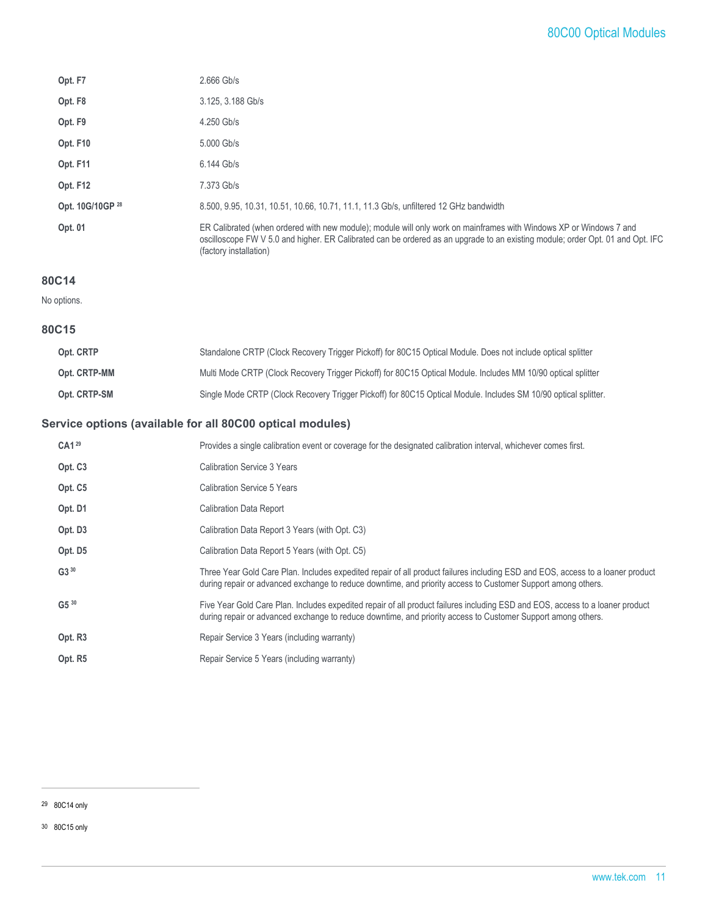| | |
|---|---|
| **Opt. F7** | 2.666 Gb/s |
| **Opt. F8** | 3.125, 3.188 Gb/s |
| **Opt. F9** | 4.250 Gb/s |
| **Opt. F10** | 5.000 Gb/s |
| **Opt. F11** | 6.144 Gb/s |
| **Opt. F12** | 7.373 Gb/s |
| **Opt. 10G/10GP** [28] | 8.500, 9.95, 10.31, 10.51, 10.66, 10.71, 11.1, 11.3 Gb/s, unfiltered 12 GHz bandwidth |
| **Opt. 01** | ER Calibrated (when ordered with new module); module will only work on mainframes with Windows XP or Windows 7 and oscilloscope FW V 5.0 and higher. ER Calibrated can be ordered as an upgrade to an existing module; order Opt. 01 and Opt. IFC (factory installation) |

### 80C14

No options.

### 80C15

| | |
|---|---|
| **Opt. CRTP** | Standalone CRTP (Clock Recovery Trigger Pickoff) for 80C15 Optical Module. Does not include optical splitter |
| **Opt. CRTP-MM** | Multi Mode CRTP (Clock Recovery Trigger Pickoff) for 80C15 Optical Module. Includes MM 10/90 optical splitter |
| **Opt. CRTP-SM** | Single Mode CRTP (Clock Recovery Trigger Pickoff) for 80C15 Optical Module. Includes SM 10/90 optical splitter. |

### Service options (available for all 80C00 optical modules)

| | |
|---|---|
| **CA1** [29] | Provides a single calibration event or coverage for the designated calibration interval, whichever comes first. |
| **Opt. C3** | Calibration Service 3 Years |
| **Opt. C5** | Calibration Service 5 Years |
| **Opt. D1** | Calibration Data Report |
| **Opt. D3** | Calibration Data Report 3 Years (with Opt. C3) |
| **Opt. D5** | Calibration Data Report 5 Years (with Opt. C5) |
| **G3** [30] | Three Year Gold Care Plan. Includes expedited repair of all product failures including ESD and EOS, access to a loaner product during repair or advanced exchange to reduce downtime, and priority access to Customer Support among others. |
| **G5** [30] | Five Year Gold Care Plan. Includes expedited repair of all product failures including ESD and EOS, access to a loaner product during repair or advanced exchange to reduce downtime, and priority access to Customer Support among others. |
| **Opt. R3** | Repair Service 3 Years (including warranty) |
| **Opt. R5** | Repair Service 5 Years (including warranty) |

---

[29] 80C14 only

[30] 80C15 only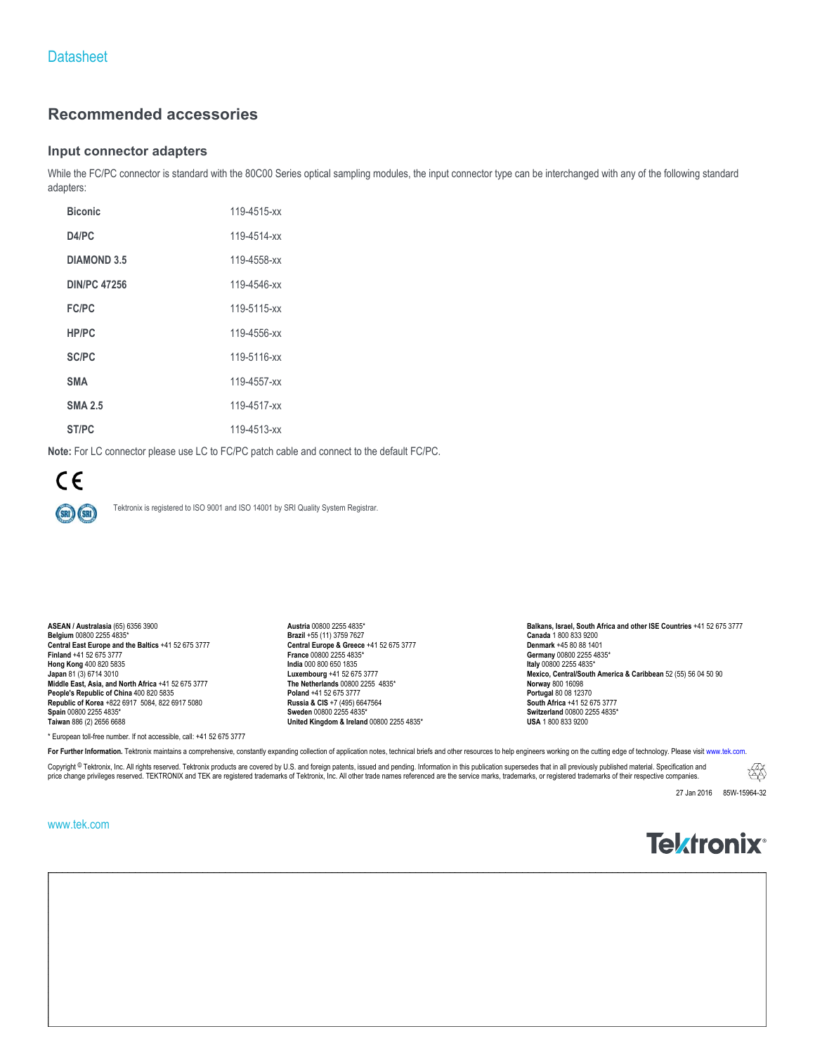## Recommended accessories

### Input connector adapters

While the FC/PC connector is standard with the 80C00 Series optical sampling modules, the input connector type can be interchanged with any of the following standard adapters:

| | |
|---|---|
| **Biconic** | 119-4515-xx |
| **D4/PC** | 119-4514-xx |
| **DIAMOND 3.5** | 119-4558-xx |
| **DIN/PC 47256** | 119-4546-xx |
| **FC/PC** | 119-5115-xx |
| **HP/PC** | 119-4556-xx |
| **SC/PC** | 119-5116-xx |
| **SMA** | 119-4557-xx |
| **SMA 2.5** | 119-4517-xx |
| **ST/PC** | 119-4513-xx |

**Note:** For LC connector please use LC to FC/PC patch cable and connect to the default FC/PC.

CE

Tektronix is registered to ISO 9001 and ISO 14001 by SRI Quality System Registrar.

**ASEAN / Australasia** (65) 6356 3900
**Belgium** 00800 2255 4835*
**Central East Europe and the Baltics** +41 52 675 3777
**Finland** +41 52 675 3777
**Hong Kong** 400 820 5835
**Japan** 81 (3) 6714 3010
**Middle East, Asia, and North Africa** +41 52 675 3777
**People's Republic of China** 400 820 5835
**Republic of Korea** +822 6917 5084, 822 6917 5080
**Spain** 00800 2255 4835*
**Taiwan** 886 (2) 2656 6688

**Austria** 00800 2255 4835*
**Brazil** +55 (11) 3759 7627
**Central Europe & Greece** +41 52 675 3777
**France** 00800 2255 4835*
**India** 000 800 650 1835
**Luxembourg** +41 52 675 3777
**The Netherlands** 00800 2255 4835*
**Poland** +41 52 675 3777
**Russia & CIS** +7 (495) 6647564
**Sweden** 00800 2255 4835*
**United Kingdom & Ireland** 00800 2255 4835*

**Balkans, Israel, South Africa and other ISE Countries** +41 52 675 3777
**Canada** 1 800 833 9200
**Denmark** +45 80 88 1401
**Germany** 00800 2255 4835*
**Italy** 00800 2255 4835*
**Mexico, Central/South America & Caribbean** 52 (55) 56 04 50 90
**Norway** 800 16098
**Portugal** 80 08 12370
**South Africa** +41 52 675 3777
**Switzerland** 00800 2255 4835*
**USA** 1 800 833 9200

* European toll-free number. If not accessible, call: +41 52 675 3777

**For Further Information.** Tektronix maintains a comprehensive, constantly expanding collection of application notes, technical briefs and other resources to help engineers working on the cutting edge of technology. Please visit www.tek.com.

Copyright © Tektronix, Inc. All rights reserved. Tektronix products are covered by U.S. and foreign patents, issued and pending. Information in this publication supersedes that in all previously published material. Specification and price change privileges reserved. TEKTRONIX and TEK are registered trademarks of Tektronix, Inc. All other trade names referenced are the service marks, trademarks, or registered trademarks of their respective companies.

27 Jan 2016 85W-15964-32

www.tek.com

Tektronix®